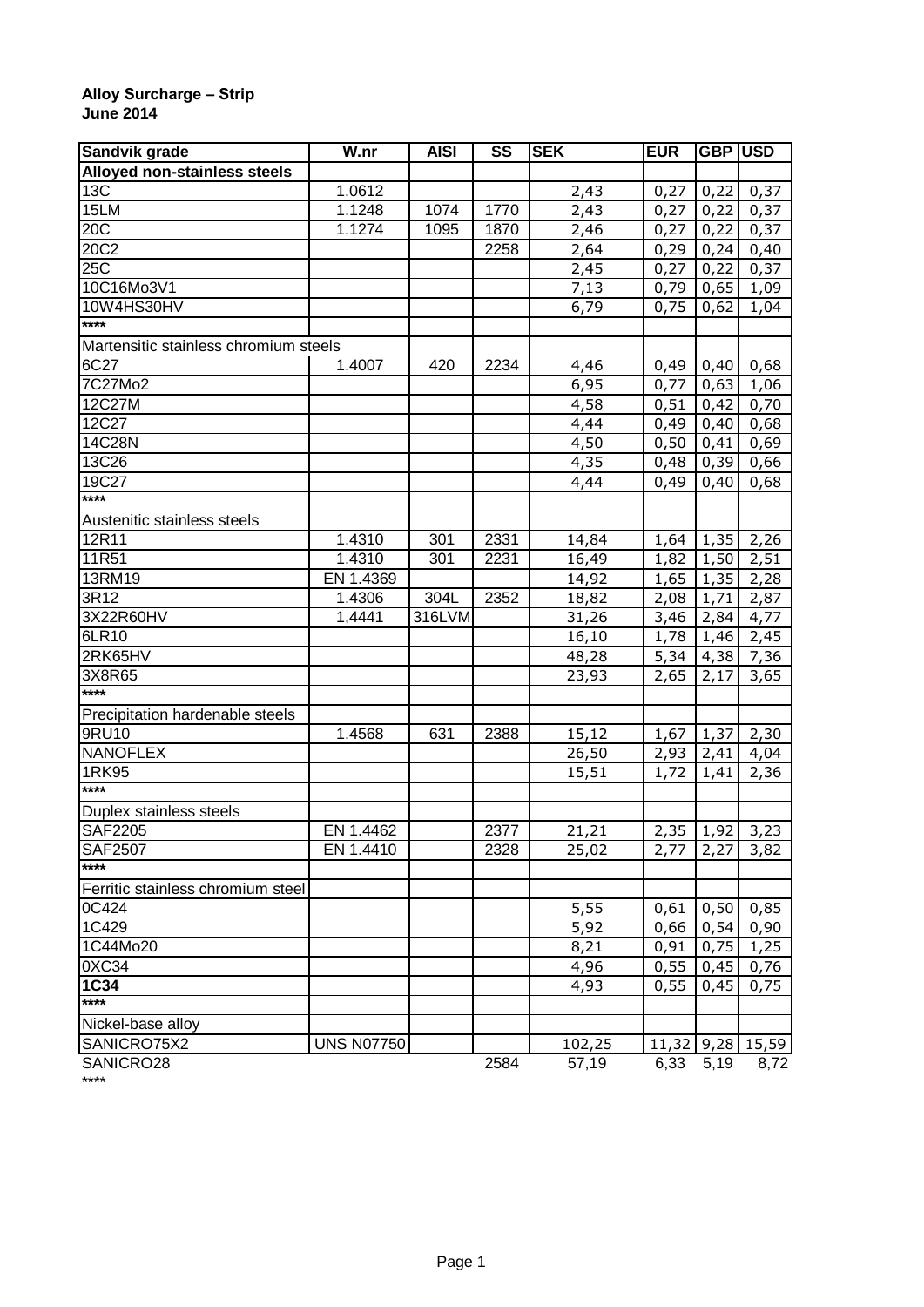**Alloy Surcharge – Strip**
**June 2014**

| Sandvik grade | W.nr | AISI | SS | SEK | EUR | GBP | USD |
|---|---|---|---|---|---|---|---|
| **Alloyed non-stainless steels** | | | | | | | |
| 13C | 1.0612 | | | 2,43 | 0,27 | 0,22 | 0,37 |
| 15LM | 1.1248 | 1074 | 1770 | 2,43 | 0,27 | 0,22 | 0,37 |
| 20C | 1.1274 | 1095 | 1870 | 2,46 | 0,27 | 0,22 | 0,37 |
| 20C2 | | | 2258 | 2,64 | 0,29 | 0,24 | 0,40 |
| 25C | | | | 2,45 | 0,27 | 0,22 | 0,37 |
| 10C16Mo3V1 | | | | 7,13 | 0,79 | 0,65 | 1,09 |
| 10W4HS30HV | | | | 6,79 | 0,75 | 0,62 | 1,04 |
| **** | | | | | | | |
| Martensitic stainless chromium steels | | | | | | | |
| 6C27 | 1.4007 | 420 | 2234 | 4,46 | 0,49 | 0,40 | 0,68 |
| 7C27Mo2 | | | | 6,95 | 0,77 | 0,63 | 1,06 |
| 12C27M | | | | 4,58 | 0,51 | 0,42 | 0,70 |
| 12C27 | | | | 4,44 | 0,49 | 0,40 | 0,68 |
| 14C28N | | | | 4,50 | 0,50 | 0,41 | 0,69 |
| 13C26 | | | | 4,35 | 0,48 | 0,39 | 0,66 |
| 19C27 | | | | 4,44 | 0,49 | 0,40 | 0,68 |
| **** | | | | | | | |
| Austenitic stainless steels | | | | | | | |
| 12R11 | 1.4310 | 301 | 2331 | 14,84 | 1,64 | 1,35 | 2,26 |
| 11R51 | 1.4310 | 301 | 2231 | 16,49 | 1,82 | 1,50 | 2,51 |
| 13RM19 | EN 1.4369 | | | 14,92 | 1,65 | 1,35 | 2,28 |
| 3R12 | 1.4306 | 304L | 2352 | 18,82 | 2,08 | 1,71 | 2,87 |
| 3X22R60HV | 1,4441 | 316LVM | | 31,26 | 3,46 | 2,84 | 4,77 |
| 6LR10 | | | | 16,10 | 1,78 | 1,46 | 2,45 |
| 2RK65HV | | | | 48,28 | 5,34 | 4,38 | 7,36 |
| 3X8R65 | | | | 23,93 | 2,65 | 2,17 | 3,65 |
| **** | | | | | | | |
| Precipitation hardenable steels | | | | | | | |
| 9RU10 | 1.4568 | 631 | 2388 | 15,12 | 1,67 | 1,37 | 2,30 |
| NANOFLEX | | | | 26,50 | 2,93 | 2,41 | 4,04 |
| 1RK95 | | | | 15,51 | 1,72 | 1,41 | 2,36 |
| **** | | | | | | | |
| Duplex stainless steels | | | | | | | |
| SAF2205 | EN 1.4462 | | 2377 | 21,21 | 2,35 | 1,92 | 3,23 |
| SAF2507 | EN 1.4410 | | 2328 | 25,02 | 2,77 | 2,27 | 3,82 |
| **** | | | | | | | |
| Ferritic stainless chromium steel | | | | | | | |
| 0C424 | | | | 5,55 | 0,61 | 0,50 | 0,85 |
| 1C429 | | | | 5,92 | 0,66 | 0,54 | 0,90 |
| 1C44Mo20 | | | | 8,21 | 0,91 | 0,75 | 1,25 |
| 0XC34 | | | | 4,96 | 0,55 | 0,45 | 0,76 |
| **1C34** | | | | 4,93 | 0,55 | 0,45 | 0,75 |
| **** | | | | | | | |
| Nickel-base alloy | | | | | | | |
| SANICRO75X2 | UNS N07750 | | | 102,25 | 11,32 | 9,28 | 15,59 |
| SANICRO28 | | | 2584 | 57,19 | 6,33 | 5,19 | 8,72 |
| **** | | | | | | | |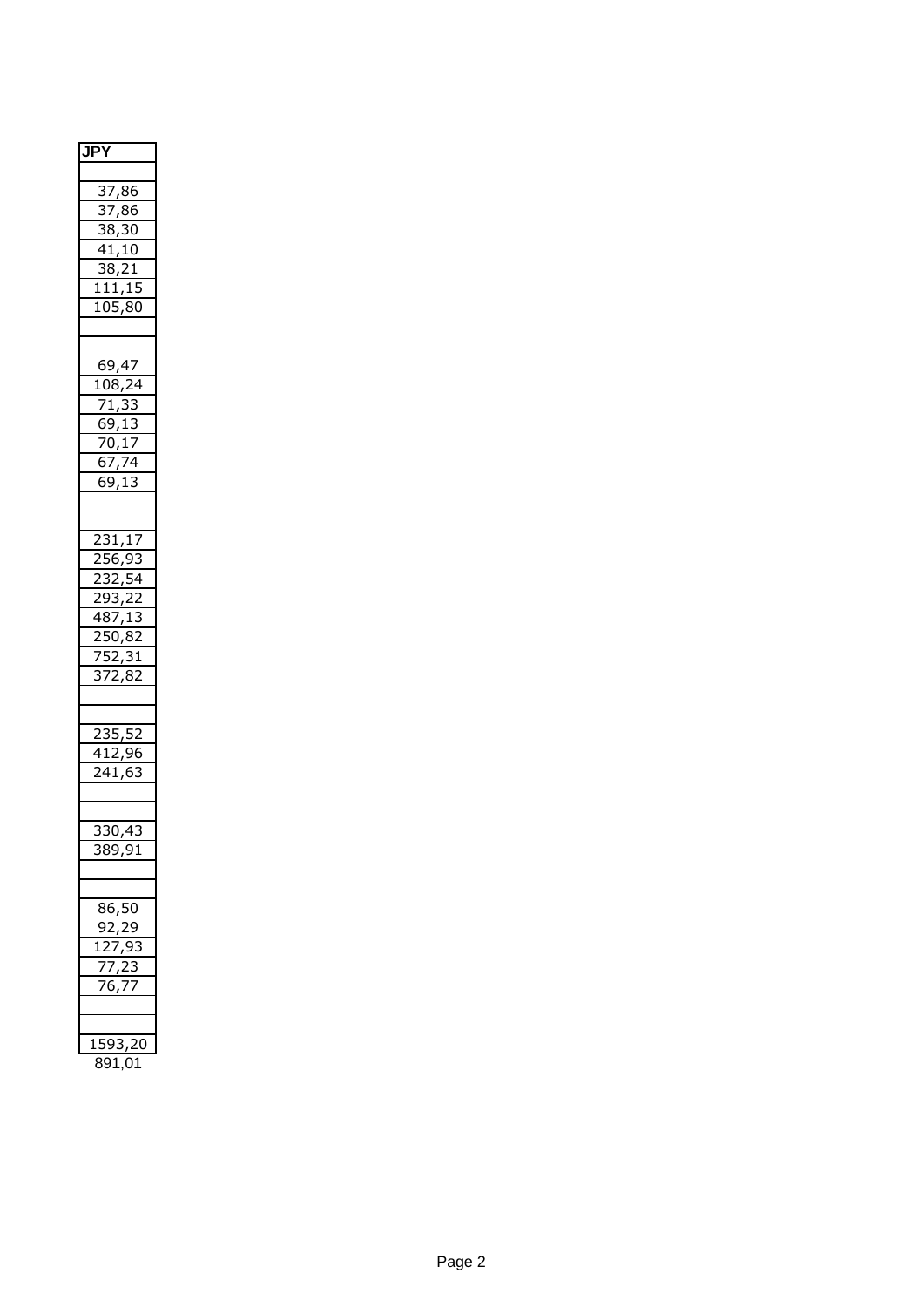| JPY |
| --- |
| |
| 37,86 |
| 37,86 |
| 38,30 |
| 41,10 |
| 38,21 |
| 111,15 |
| 105,80 |
| |
| |
| 69,47 |
| 108,24 |
| 71,33 |
| 69,13 |
| 70,17 |
| 67,74 |
| 69,13 |
| |
| |
| 231,17 |
| 256,93 |
| 232,54 |
| 293,22 |
| 487,13 |
| 250,82 |
| 752,31 |
| 372,82 |
| |
| |
| 235,52 |
| 412,96 |
| 241,63 |
| |
| |
| 330,43 |
| 389,91 |
| |
| |
| 86,50 |
| 92,29 |
| 127,93 |
| 77,23 |
| 76,77 |
| |
| |
| 1593,20 |
| 891,01 |